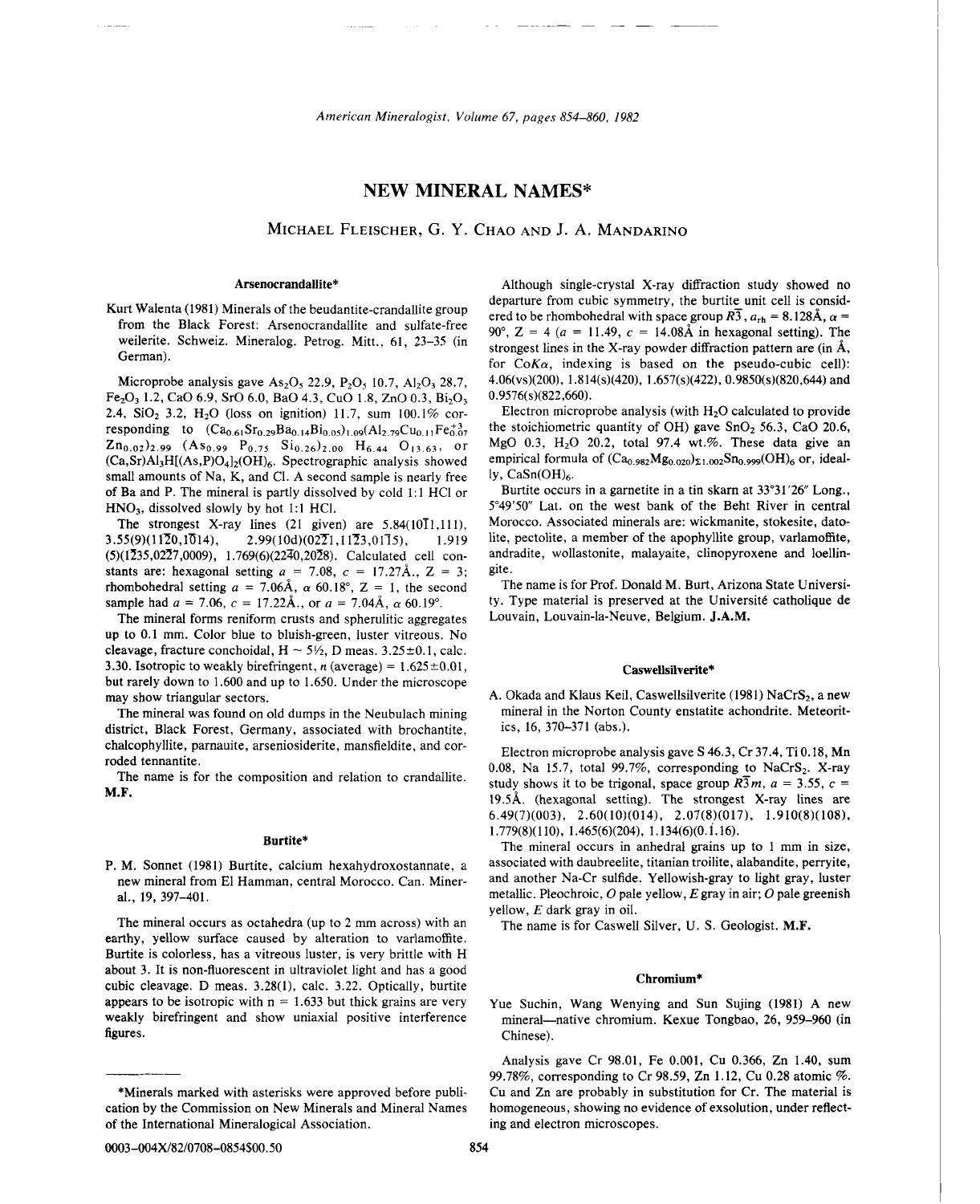# NEW MINERAL NAMES*

MICHAEL FLEISCHER, G. Y. CHAO AND J. A. MANDARINO

### Arsenocrandallite*

Kurt Walenta (1981) Minerals of the beudantite-crandallite group from the Black Forest: Arsenocrandallite and sulfate-free weilerite. Schweiz. Mineralog. Petrog. Mitt., 61, 23–35 (in German).

Microprobe analysis gave $As_2O_5$ 22.9, $P_2O_5$ 10.7, $Al_2O_3$ 28.7, $Fe_2O_3$ 1.2, CaO 6.9, SrO 6.0, BaO 4.3, CuO 1.8, ZnO 0.3, $Bi_2O_3$ 2.4, $SiO_2$ 3.2, $H_2O$ (loss on ignition) 11.7, sum 100.1% corresponding to $(Ca_{0.61}Sr_{0.29}Ba_{0.14}Bi_{0.05})_{1.09}(Al_{2.79}Cu_{0.11}Fe^{+3}_{0.07}Zn_{0.02})_{2.99}(As_{0.99}P_{0.75}Si_{0.26})_{2.00}H_{6.44}O_{13.63}$, or $(Ca,Sr)Al_3H[(As,P)O_4]_2(OH)_6$. Spectrographic analysis showed small amounts of Na, K, and Cl. A second sample is nearly free of Ba and P. The mineral is partly dissolved by cold 1:1 HCl or $HNO_3$, dissolved slowly by hot 1:1 HCl.

The strongest X-ray lines (21 given) are 5.84(10$\bar{1}$1,111), 3.55(9)(11$\bar{2}$0,10$\bar{1}$4), 2.99(10d)(02$\bar{2}$1,11$\bar{2}$3,01$\bar{1}$5), 1.919 (5)(1$\bar{2}$35,02$\bar{2}$7,0009), 1.769(6)(22$\bar{4}$0,20$\bar{2}$8). Calculated cell constants are: hexagonal setting $a$ = 7.08, $c$ = 17.27Å., Z = 3; rhombohedral setting $a$ = 7.06Å, $\alpha$ 60.18°, Z = 1, the second sample had $a$ = 7.06, $c$ = 17.22Å., or $a$ = 7.04Å, $\alpha$ 60.19°.

The mineral forms reniform crusts and spherulitic aggregates up to 0.1 mm. Color blue to bluish-green, luster vitreous. No cleavage, fracture conchoidal, H ~ 5½, D meas. 3.25±0.1, calc. 3.30. Isotropic to weakly birefringent, $n$ (average) = 1.625±0.01, but rarely down to 1.600 and up to 1.650. Under the microscope may show triangular sectors.

The mineral was found on old dumps in the Neubulach mining district, Black Forest, Germany, associated with brochantite, chalcophyllite, parnauite, arseniosiderite, mansfieldite, and corroded tennantite.

The name is for the composition and relation to crandallite. **M.F.**

### Burtite*

P. M. Sonnet (1981) Burtite, calcium hexahydroxostannate, a new mineral from El Hamman, central Morocco. Can. Mineral., 19, 397–401.

The mineral occurs as octahedra (up to 2 mm across) with an earthy, yellow surface caused by alteration to varlamoffite. Burtite is colorless, has a vitreous luster, is very brittle with H about 3. It is non-fluorescent in ultraviolet light and has a good cubic cleavage. D meas. 3.28(1), calc. 3.22. Optically, burtite appears to be isotropic with n = 1.633 but thick grains are very weakly birefringent and show uniaxial positive interference figures.

Although single-crystal X-ray diffraction study showed no departure from cubic symmetry, the burtite unit cell is considered to be rhombohedral with space group $R\bar{3}$, $a_{rh}$ = 8.128Å, $\alpha$ = 90°, Z = 4 ($a$ = 11.49, $c$ = 14.08Å in hexagonal setting). The strongest lines in the X-ray powder diffraction pattern are (in Å, for Co$K\alpha$, indexing is based on the pseudo-cubic cell): 4.06(vs)(200), 1.814(s)(420), 1.657(s)(422), 0.9850(s)(820,644) and 0.9576(s)(822,660).

Electron microprobe analysis (with $H_2O$ calculated to provide the stoichiometric quantity of OH) gave $SnO_2$ 56.3, CaO 20.6, MgO 0.3, $H_2O$ 20.2, total 97.4 wt.%. These data give an empirical formula of $(Ca_{0.982}Mg_{0.020})_{\Sigma1.002}Sn_{0.999}(OH)_6$ or, ideally, $CaSn(OH)_6$.

Burtite occurs in a garnetite in a tin skarn at 33°31′26″ Long., 5°49′50″ Lat. on the west bank of the Beht River in central Morocco. Associated minerals are: wickmanite, stokesite, datolite, pectolite, a member of the apophyllite group, varlamoffite, andradite, wollastonite, malayaite, clinopyroxene and loellingite.

The name is for Prof. Donald M. Burt, Arizona State University. Type material is preserved at the Université catholique de Louvain, Louvain-la-Neuve, Belgium. **J.A.M.**

### Caswellsilverite*

A. Okada and Klaus Keil, Caswellsilverite (1981) $NaCrS_2$, a new mineral in the Norton County enstatite achondrite. Meteoritics, 16, 370–371 (abs.).

Electron microprobe analysis gave S 46.3, Cr 37.4, Ti 0.18, Mn 0.08, Na 15.7, total 99.7%, corresponding to $NaCrS_2$. X-ray study shows it to be trigonal, space group $R\bar{3}m$, $a$ = 3.55, $c$ = 19.5Å. (hexagonal setting). The strongest X-ray lines are 6.49(7)(003), 2.60(10)(014), 2.07(8)(017), 1.910(8)(108), 1.779(8)(110), 1.465(6)(204), 1.134(6)(0.1.16).

The mineral occurs in anhedral grains up to 1 mm in size, associated with daubreelite, titanian troilite, alabandite, perryite, and another Na-Cr sulfide. Yellowish-gray to light gray, luster metallic. Pleochroic, O pale yellow, E gray in air; O pale greenish yellow, E dark gray in oil.

The name is for Caswell Silver, U. S. Geologist. **M.F.**

### Chromium*

Yue Suchin, Wang Wenying and Sun Sujing (1981) A new mineral—native chromium. Kexue Tongbao, 26, 959–960 (in Chinese).

Analysis gave Cr 98.01, Fe 0.001, Cu 0.366, Zn 1.40, sum 99.78%, corresponding to Cr 98.59, Zn 1.12, Cu 0.28 atomic %. Cu and Zn are probably in substitution for Cr. The material is homogeneous, showing no evidence of exsolution, under reflecting and electron microscopes.

---

*Minerals marked with asterisks were approved before publication by the Commission on New Minerals and Mineral Names of the International Mineralogical Association.

0003-004X/82/0708–0854$00.50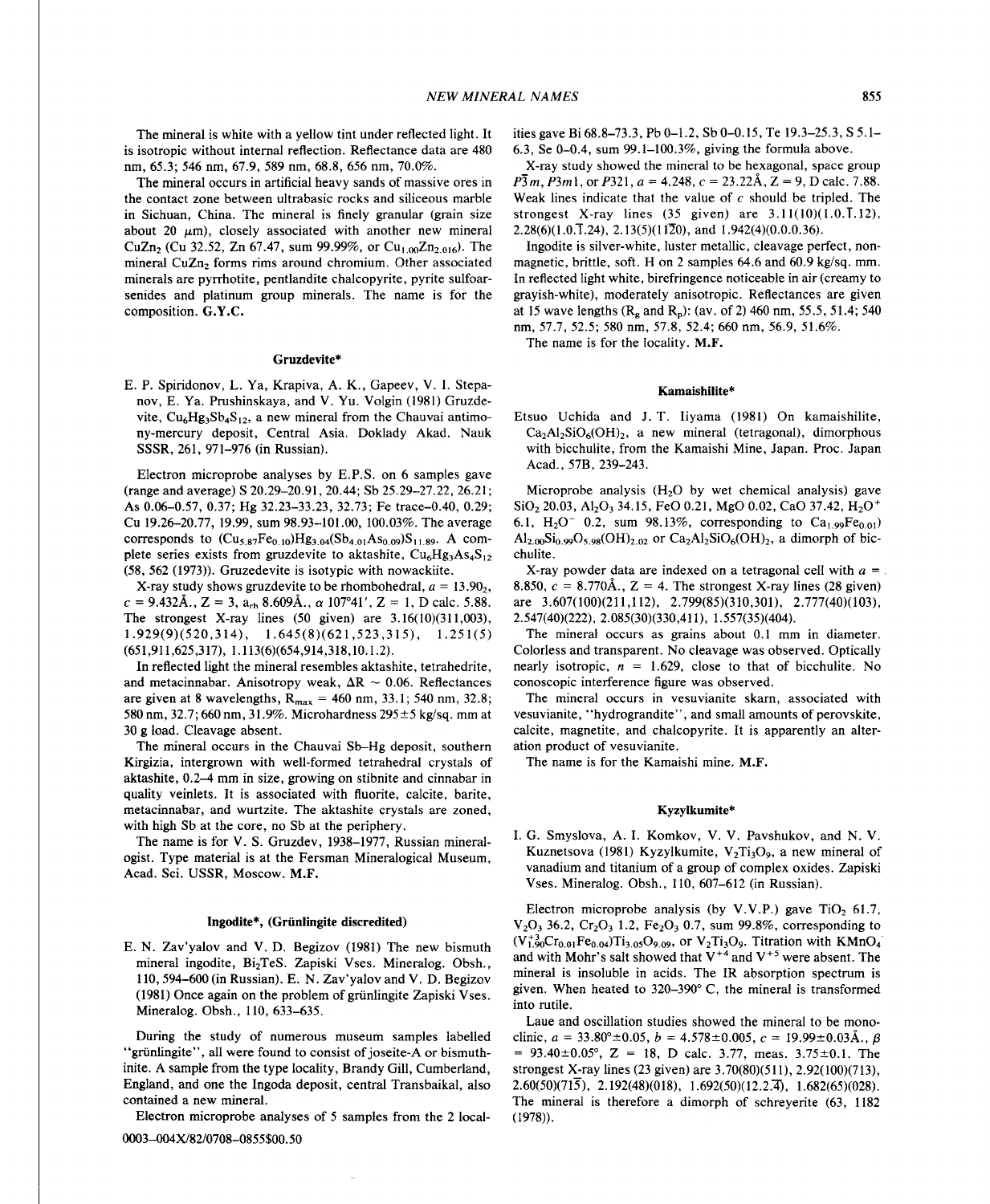The mineral is white with a yellow tint under reflected light. It is isotropic without internal reflection. Reflectance data are 480 nm, 65.3; 546 nm, 67.9, 589 nm, 68.8, 656 nm, 70.0%.

The mineral occurs in artificial heavy sands of massive ores in the contact zone between ultrabasic rocks and siliceous marble in Sichuan, China. The mineral is finely granular (grain size about 20 μm), closely associated with another new mineral $CuZn_2$ (Cu 32.52, Zn 67.47, sum 99.99%, or $Cu_{1.00}Zn_{2.016}$). The mineral $CuZn_2$ forms rims around chromium. Other associated minerals are pyrrhotite, pentlandite chalcopyrite, pyrite sulfoarsenides and platinum group minerals. The name is for the composition. **G.Y.C.**

## Gruzdevite*

E. P. Spiridonov, L. Ya, Krapiva, A. K., Gapeev, V. I. Stepanov, E. Ya. Prushinskaya, and V. Yu. Volgin (1981) Gruzdevite, $Cu_6Hg_3Sb_4S_{12}$, a new mineral from the Chauvai antimony-mercury deposit, Central Asia. Doklady Akad. Nauk SSSR, 261, 971–976 (in Russian).

Electron microprobe analyses by E.P.S. on 6 samples gave (range and average) S 20.29–20.91, 20.44; Sb 25.29–27.22, 26.21; As 0.06–0.57, 0.37; Hg 32.23–33.23, 32.73; Fe trace–0.40, 0.29; Cu 19.26–20.77, 19.99, sum 98.93–101.00, 100.03%. The average corresponds to $(Cu_{5.87}Fe_{0.10})Hg_{3.04}(Sb_{4.01}As_{0.09})S_{11.89}$. A complete series exists from gruzdevite to aktashite, $Cu_6Hg_3As_4S_{12}$ (58, 562 (1973)). Gruzedevite is isotypic with nowackiite.

X-ray study shows gruzdevite to be rhombohedral, $a = 13.90_2$, $c = 9.432$Å., Z = 3, $a_{rh}$ 8.609Å., α 107°41′, Z = 1, D calc. 5.88. The strongest X-ray lines (50 given) are 3.16(10)(311,003), 1.929(9)(520,314), 1.645(8)(621,523,315), 1.251(5) (651,911,625,317), 1.113(6)(654,914,318,10.1.2).

In reflected light the mineral resembles aktashite, tetrahedrite, and metacinnabar. Anisotropy weak, ΔR ~ 0.06. Reflectances are given at 8 wavelengths, $R_{max}$ = 460 nm, 33.1; 540 nm, 32.8; 580 nm, 32.7; 660 nm, 31.9%. Microhardness 295±5 kg/sq. mm at 30 g load. Cleavage absent.

The mineral occurs in the Chauvai Sb–Hg deposit, southern Kirgizia, intergrown with well-formed tetrahedral crystals of aktashite, 0.2–4 mm in size, growing on stibnite and cinnabar in quality veinlets. It is associated with fluorite, calcite, barite, metacinnabar, and wurtzite. The aktashite crystals are zoned, with high Sb at the core, no Sb at the periphery.

The name is for V. S. Gruzdev, 1938–1977, Russian mineralogist. Type material is at the Fersman Mineralogical Museum, Acad. Sci. USSR, Moscow. **M.F.**

## Ingodite*, (Grünlingite discredited)

E. N. Zav'yalov and V. D. Begizov (1981) The new bismuth mineral ingodite, $Bi_2TeS$. Zapiski Vses. Mineralog. Obsh., 110, 594–600 (in Russian). E. N. Zav'yalov and V. D. Begizov (1981) Once again on the problem of grünlingite Zapiski Vses. Mineralog. Obsh., 110, 633–635.

During the study of numerous museum samples labelled "grünlingite", all were found to consist of joseite-A or bismuthinite. A sample from the type locality, Brandy Gill, Cumberland, England, and one the Ingoda deposit, central Transbaikal, also contained a new mineral.

Electron microprobe analyses of 5 samples from the 2 localities gave Bi 68.8–73.3, Pb 0–1.2, Sb 0–0.15, Te 19.3–25.3, S 5.1–6.3, Se 0–0.4, sum 99.1–100.3%, giving the formula above.

X-ray study showed the mineral to be hexagonal, space group $P\bar{3}m$, $P3m1$, or $P321$, $a = 4.248$, $c = 23.22$Å, Z = 9, D calc. 7.88. Weak lines indicate that the value of $c$ should be tripled. The strongest X-ray lines (35 given) are 3.11(10)(1.0.$\bar{1}$.12), 2.28(6)(1.0.$\bar{1}$.24), 2.13(5)(11$\bar{2}$0), and 1.942(4)(0.0.0.36).

Ingodite is silver-white, luster metallic, cleavage perfect, nonmagnetic, brittle, soft. H on 2 samples 64.6 and 60.9 kg/sq. mm. In reflected light white, birefringence noticeable in air (creamy to grayish-white), moderately anisotropic. Reflectances are given at 15 wave lengths ($R_g$ and $R_p$): (av. of 2) 460 nm, 55.5, 51.4; 540 nm, 57.7, 52.5; 580 nm, 57.8, 52.4; 660 nm, 56.9, 51.6%.

The name is for the locality. **M.F.**

## Kamaishilite*

Etsuo Uchida and J. T. Iiyama (1981) On kamaishilite, $Ca_2Al_2SiO_6(OH)_2$, a new mineral (tetragonal), dimorphous with bicchulite, from the Kamaishi Mine, Japan. Proc. Japan Acad., 57B, 239–243.

Microprobe analysis ($H_2O$ by wet chemical analysis) gave $SiO_2$ 20.03, $Al_2O_3$ 34.15, FeO 0.21, MgO 0.02, CaO 37.42, $H_2O^+$ 6.1, $H_2O^-$ 0.2, sum 98.13%, corresponding to $Ca_{1.99}Fe_{0.01})Al_{2.00}Si_{0.99}O_{5.98}(OH)_{2.02}$ or $Ca_2Al_2SiO_6(OH)_2$, a dimorph of bicchulite.

X-ray powder data are indexed on a tetragonal cell with $a$ = 8.850, $c$ = 8.770Å., Z = 4. The strongest X-ray lines (28 given) are 3.607(100)(211,112), 2.799(85)(310,301), 2.777(40)(103), 2.547(40)(222), 2.085(30)(330,411), 1.557(35)(404).

The mineral occurs as grains about 0.1 mm in diameter. Colorless and transparent. No cleavage was observed. Optically nearly isotropic, $n$ = 1.629, close to that of bicchulite. No conoscopic interference figure was observed.

The mineral occurs in vesuvianite skarn, associated with vesuvianite, "hydrograndite", and small amounts of perovskite, calcite, magnetite, and chalcopyrite. It is apparently an alteration product of vesuvianite.

The name is for the Kamaishi mine. **M.F.**

## Kyzylkumite*

I. G. Smyslova, A. I. Komkov, V. V. Pavshukov, and N. V. Kuznetsova (1981) Kyzylkumite, $V_2Ti_3O_9$, a new mineral of vanadium and titanium of a group of complex oxides. Zapiski Vses. Mineralog. Obsh., 110, 607–612 (in Russian).

Electron microprobe analysis (by V.V.P.) gave $TiO_2$ 61.7, $V_2O_3$ 36.2, $Cr_2O_3$ 1.2, $Fe_2O_3$ 0.7, sum 99.8%, corresponding to $(V^{+3}_{1.90}Cr_{0.01}Fe_{0.04})Ti_{3.05}O_{9.09}$, or $V_2Ti_3O_9$. Titration with $KMnO_4$ and with Mohr's salt showed that $V^{+4}$ and $V^{+5}$ were absent. The mineral is insoluble in acids. The IR absorption spectrum is given. When heated to 320–390° C, the mineral is transformed into rutile.

Laue and oscillation studies showed the mineral to be monoclinic, $a$ = 33.80°±0.05, $b$ = 4.578±0.005, $c$ = 19.99±0.03Å., β = 93.40±0.05°, Z = 18, D calc. 3.77, meas. 3.75±0.1. The strongest X-ray lines (23 given) are 3.70(80)(511), 2.92(100)(713), 2.60(50)(71$\bar{5}$), 2.192(48)(018), 1.692(50)(12.2.$\bar{4}$), 1.682(65)(028). The mineral is therefore a dimorph of schreyerite (63, 1182 (1978)).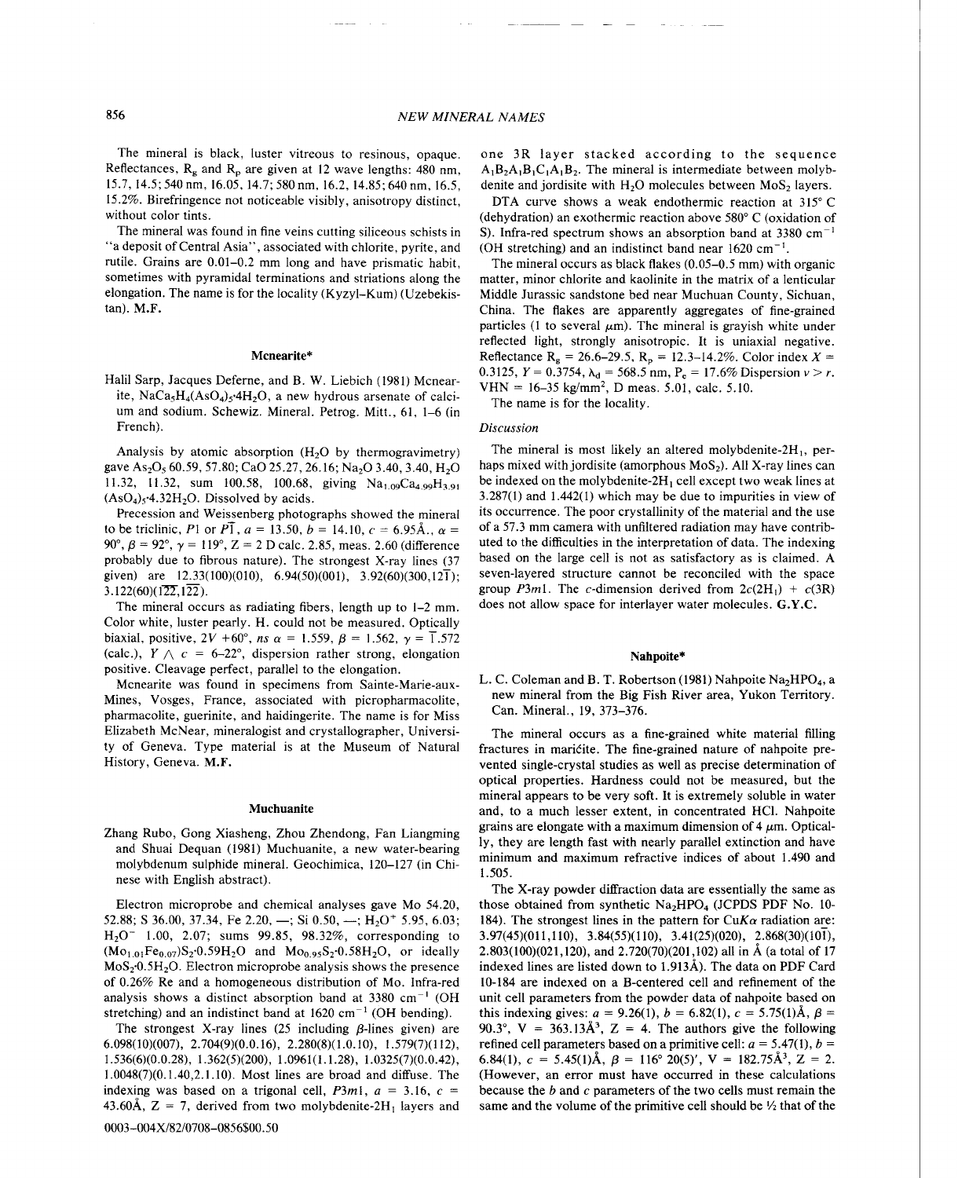The mineral is black, luster vitreous to resinous, opaque. Reflectances, $R_g$ and $R_p$ are given at 12 wave lengths: 480 nm, 15.7, 14.5; 540 nm, 16.05, 14.7; 580 nm, 16.2, 14.85; 640 nm, 16.5, 15.2%. Birefringence not noticeable visibly, anisotropy distinct, without color tints.

The mineral was found in fine veins cutting siliceous schists in "a deposit of Central Asia", associated with chlorite, pyrite, and rutile. Grains are 0.01–0.2 mm long and have prismatic habit, sometimes with pyramidal terminations and striations along the elongation. The name is for the locality (Kyzyl-Kum) (Uzebekistan). **M.F.**

## Mcnearite*

Halil Sarp, Jacques Deferne, and B. W. Liebich (1981) Mcnearite, $NaCa_5H_4(AsO_4)_5 \cdot 4H_2O$, a new hydrous arsenate of calcium and sodium. Schewiz. Mineral. Petrog. Mitt., 61, 1–6 (in French).

Analysis by atomic absorption ($H_2O$ by thermogravimetry) gave $As_2O_5$ 60.59, 57.80; CaO 25.27, 26.16; $Na_2O$ 3.40, 3.40, $H_2O$ 11.32, 11.32, sum 100.58, 100.68, giving $Na_{1.09}Ca_{4.99}H_{3.91}(AsO_4)_5 \cdot 4.32H_2O$. Dissolved by acids.

Precession and Weissenberg photographs showed the mineral to be triclinic, $P1$ or $P\bar{1}$, $a$ = 13.50, $b$ = 14.10, $c$ = 6.95Å., $\alpha$ = 90°, $\beta$ = 92°, $\gamma$ = 119°, Z = 2 D calc. 2.85, meas. 2.60 (difference probably due to fibrous nature). The strongest X-ray lines (37 given) are 12.33(100)(010), 6.94(50)(001), 3.92(60)(300,$12\bar{1}$); 3.122(60)($\bar{1}\bar{2}\bar{2}$,$1\bar{2}2$).

The mineral occurs as radiating fibers, length up to 1–2 mm. Color white, luster pearly. H. could not be measured. Optically biaxial, positive, 2V +60°, *ns* $\alpha$ = 1.559, $\beta$ = 1.562, $\gamma$ = $\bar{1}$.572 (calc.), $Y \wedge c$ = 6–22°, dispersion rather strong, elongation positive. Cleavage perfect, parallel to the elongation.

Mcnearite was found in specimens from Sainte-Marie-aux-Mines, Vosges, France, associated with picropharmacolite, pharmacolite, guerinite, and haidingerite. The name is for Miss Elizabeth McNear, mineralogist and crystallographer, University of Geneva. Type material is at the Museum of Natural History, Geneva. **M.F.**

## Muchuanite

Zhang Rubo, Gong Xiasheng, Zhou Zhendong, Fan Liangming and Shuai Dequan (1981) Muchuanite, a new water-bearing molybdenum sulphide mineral. Geochimica, 120–127 (in Chinese with English abstract).

Electron microprobe and chemical analyses gave Mo 54.20, 52.88; S 36.00, 37.34, Fe 2.20, —; Si 0.50, —; $H_2O^+$ 5.95, 6.03; $H_2O^-$ 1.00, 2.07; sums 99.85, 98.32%, corresponding to $(Mo_{1.01}Fe_{0.07})S_2 \cdot 0.59H_2O$ and $Mo_{0.95}S_2 \cdot 0.58H_2O$, or ideally $MoS_2 \cdot 0.5H_2O$. Electron microprobe analysis shows the presence of 0.26% Re and a homogeneous distribution of Mo. Infra-red analysis shows a distinct absorption band at 3380 $cm^{-1}$ (OH stretching) and an indistinct band at 1620 $cm^{-1}$ (OH bending).

The strongest X-ray lines (25 including $\beta$-lines given) are 6.098(10)(007), 2.704(9)(0.0.16), 2.280(8)(1.0.10), 1.579(7)(112), 1.536(6)(0.0.28), 1.362(5)(200), 1.0961(1.1.28), 1.0325(7)(0.0.42), 1.0048(7)(0.1.40,2.1.10). Most lines are broad and diffuse. The indexing was based on a trigonal cell, $P3m1$, $a$ = 3.16, $c$ = 43.60Å, Z = 7, derived from two molybdenite-$2H_1$ layers and one 3R layer stacked according to the sequence $A_1B_2A_1B_1C_1A_1B_2$. The mineral is intermediate between molybdenite and jordisite with $H_2O$ molecules between $MoS_2$ layers.

DTA curve shows a weak endothermic reaction at 315° C (dehydration) an exothermic reaction above 580° C (oxidation of S). Infra-red spectrum shows an absorption band at 3380 $cm^{-1}$ (OH stretching) and an indistinct band near 1620 $cm^{-1}$.

The mineral occurs as black flakes (0.05–0.5 mm) with organic matter, minor chlorite and kaolinite in the matrix of a lenticular Middle Jurassic sandstone bed near Muchuan County, Sichuan, China. The flakes are apparently aggregates of fine-grained particles (1 to several $\mu$m). The mineral is grayish white under reflected light, strongly anisotropic. It is uniaxial negative. Reflectance $R_g$ = 26.6–29.5, $R_p$ = 12.3–14.2%. Color index $X$ = 0.3125, $Y$ = 0.3754, $\lambda_d$ = 568.5 nm, $P_e$ = 17.6% Dispersion $v > r$. VHN = 16–35 kg/$mm^2$, D meas. 5.01, calc. 5.10.

The name is for the locality.

*Discussion*

The mineral is most likely an altered molybdenite-$2H_1$, perhaps mixed with jordisite (amorphous $MoS_2$). All X-ray lines can be indexed on the molybdenite-$2H_1$ cell except two weak lines at 3.287(1) and 1.442(1) which may be due to impurities in view of its occurrence. The poor crystallinity of the material and the use of a 57.3 mm camera with unfiltered radiation may have contributed to the difficulties in the interpretation of data. The indexing based on the large cell is not as satisfactory as is claimed. A seven-layered structure cannot be reconciled with the space group $P3m1$. The $c$-dimension derived from $2c(2H_1)$ + $c(3R)$ does not allow space for interlayer water molecules. **G.Y.C.**

## Nahpoite*

L. C. Coleman and B. T. Robertson (1981) Nahpoite $Na_2HPO_4$, a new mineral from the Big Fish River area, Yukon Territory. Can. Mineral., 19, 373–376.

The mineral occurs as a fine-grained white material filling fractures in marićite. The fine-grained nature of nahpoite prevented single-crystal studies as well as precise determination of optical properties. Hardness could not be measured, but the mineral appears to be very soft. It is extremely soluble in water and, to a much lesser extent, in concentrated HCl. Nahpoite grains are elongate with a maximum dimension of 4 $\mu$m. Optically, they are length fast with nearly parallel extinction and have minimum and maximum refractive indices of about 1.490 and 1.505.

The X-ray powder diffraction data are essentially the same as those obtained from synthetic $Na_2HPO_4$ (JCPDS PDF No. 10-184). The strongest lines in the pattern for Cu$K\alpha$ radiation are: 3.97(45)(011,110), 3.84(55)(110), 3.41(25)(020), 2.868(30)($10\bar{1}$), 2.803(100)(021,120), and 2.720(70)(201,102) all in Å (a total of 17 indexed lines are listed down to 1.913Å). The data on PDF Card 10-184 are indexed on a B-centered cell and refinement of the unit cell parameters from the powder data of nahpoite based on this indexing gives: $a$ = 9.26(1), $b$ = 6.82(1), $c$ = 5.75(1)Å, $\beta$ = 90.3°, V = 363.13Å³, Z = 4. The authors give the following refined cell parameters based on a primitive cell: $a$ = 5.47(1), $b$ = 6.84(1), $c$ = 5.45(1)Å, $\beta$ = 116° 20(5)′, V = 182.75Å³, Z = 2. (However, an error must have occurred in these calculations because the $b$ and $c$ parameters of the two cells must remain the same and the volume of the primitive cell should be ½ that of the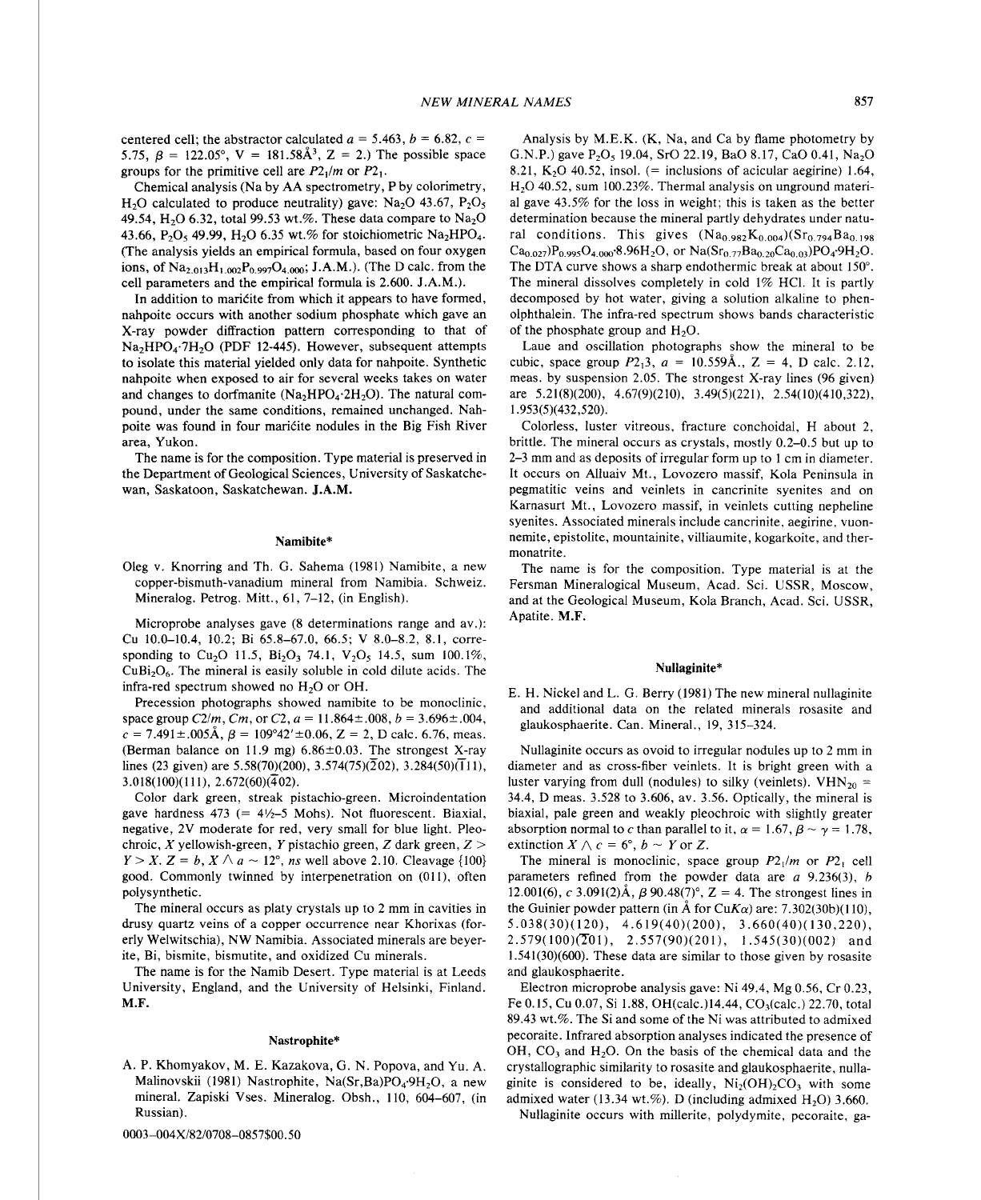centered cell; the abstractor calculated $a = 5.463$, $b = 6.82$, $c = 5.75$, $\beta = 122.05°$, $V = 181.58 Å^3$, $Z = 2$.) The possible space groups for the primitive cell are $P2_1/m$ or $P2_1$.

Chemical analysis (Na by AA spectrometry, P by colorimetry, $H_2O$ calculated to produce neutrality) gave: $Na_2O$ 43.67, $P_2O_5$ 49.54, $H_2O$ 6.32, total 99.53 wt.%. These data compare to $Na_2O$ 43.66, $P_2O_5$ 49.99, $H_2O$ 6.35 wt.% for stoichiometric $Na_2HPO_4$. (The analysis yields an empirical formula, based on four oxygen ions, of $Na_{2.013}H_{1.002}P_{0.997}O_{4.000}$; J.A.M.). (The D calc. from the cell parameters and the empirical formula is 2.600. J.A.M.).

In addition to marićite from which it appears to have formed, nahpoite occurs with another sodium phosphate which gave an X-ray powder diffraction pattern corresponding to that of $Na_2HPO_4 \cdot 7H_2O$ (PDF 12-445). However, subsequent attempts to isolate this material yielded only data for nahpoite. Synthetic nahpoite when exposed to air for several weeks takes on water and changes to dorfmanite ($Na_2HPO_4 \cdot 2H_2O$). The natural compound, under the same conditions, remained unchanged. Nahpoite was found in four marićite nodules in the Big Fish River area, Yukon.

The name is for the composition. Type material is preserved in the Department of Geological Sciences, University of Saskatchewan, Saskatoon, Saskatchewan. **J.A.M.**

## Namibite*

Oleg v. Knorring and Th. G. Sahema (1981) Namibite, a new copper-bismuth-vanadium mineral from Namibia. Schweiz. Mineralog. Petrog. Mitt., 61, 7–12, (in English).

Microprobe analyses gave (8 determinations range and av.): Cu 10.0–10.4, 10.2; Bi 65.8–67.0, 66.5; V 8.0–8.2, 8.1, corresponding to $Cu_2O$ 11.5, $Bi_2O_3$ 74.1, $V_2O_5$ 14.5, sum 100.1%, $CuBi_2O_6$. The mineral is easily soluble in cold dilute acids. The infra-red spectrum showed no $H_2O$ or OH.

Precession photographs showed namibite to be monoclinic, space group $C2/m$, $Cm$, or $C2$, $a = 11.864 \pm .008$, $b = 3.696 \pm .004$, $c = 7.491 \pm .005$Å, $\beta = 109°42' \pm 0.06$, $Z = 2$, D calc. 6.76, meas. (Berman balance on 11.9 mg) $6.86 \pm 0.03$. The strongest X-ray lines (23 given) are 5.58(70)(200), 3.574(75)($\bar{2}$02), 3.284(50)($\bar{1}$11), 3.018(100)(111), 2.672(60)($\bar{4}$02).

Color dark green, streak pistachio-green. Microindentation gave hardness 473 (= 4½–5 Mohs). Not fluorescent. Biaxial, negative, 2V moderate for red, very small for blue light. Pleochroic, X yellowish-green, Y pistachio green, Z dark green, $Z > Y > X$. $Z = b$, $X \wedge a \sim 12°$, ns well above 2.10. Cleavage {100} good. Commonly twinned by interpenetration on (011), often polysynthetic.

The mineral occurs as platy crystals up to 2 mm in cavities in drusy quartz veins of a copper occurrence near Khorixas (formerly Welwitschia), NW Namibia. Associated minerals are beyerite, Bi, bismite, bismutite, and oxidized Cu minerals.

The name is for the Namib Desert. Type material is at Leeds University, England, and the University of Helsinki, Finland. **M.F.**

## Nastrophite*

A. P. Khomyakov, M. E. Kazakova, G. N. Popova, and Yu. A. Malinovskii (1981) Nastrophite, $Na(Sr,Ba)PO_4 \cdot 9H_2O$, a new mineral. Zapiski Vses. Mineralog. Obsh., 110, 604–607, (in Russian).

Analysis by M.E.K. (K, Na, and Ca by flame photometry by G.N.P.) gave $P_2O_5$ 19.04, SrO 22.19, BaO 8.17, CaO 0.41, $Na_2O$ 8.21, $K_2O$ 40.52, insol. (= inclusions of acicular aegirine) 1.64, $H_2O$ 40.52, sum 100.23%. Thermal analysis on unground material gave 43.5% for the loss in weight; this is taken as the better determination because the mineral partly dehydrates under natural conditions. This gives $(Na_{0.982}K_{0.004})(Sr_{0.794}Ba_{0.198}Ca_{0.027})P_{0.995}O_{4.000} \cdot 8.96H_2O$, or $Na(Sr_{0.77}Ba_{0.20}Ca_{0.03})PO_4 \cdot 9H_2O$. The DTA curve shows a sharp endothermic break at about 150°. The mineral dissolves completely in cold 1% HCl. It is partly decomposed by hot water, giving a solution alkaline to phenolphthalein. The infra-red spectrum shows bands characteristic of the phosphate group and $H_2O$.

Laue and oscillation photographs show the mineral to be cubic, space group $P2_13$, $a = 10.559$Å., $Z = 4$, D calc. 2.12, meas. by suspension 2.05. The strongest X-ray lines (96 given) are 5.21(8)(200), 4.67(9)(210), 3.49(5)(221), 2.54(10)(410,322), 1.953(5)(432,520).

Colorless, luster vitreous, fracture conchoidal, H about 2, brittle. The mineral occurs as crystals, mostly 0.2–0.5 but up to 2–3 mm and as deposits of irregular form up to 1 cm in diameter. It occurs on Alluaiv Mt., Lovozero massif, Kola Peninsula in pegmatitic veins and veinlets in cancrinite syenites and on Karnasurt Mt., Lovozero massif, in veinlets cutting nepheline syenites. Associated minerals include cancrinite, aegirine, vuonnemite, epistolite, mountainite, villiaumite, kogarkoite, and thermonatrite.

The name is for the composition. Type material is at the Fersman Mineralogical Museum, Acad. Sci. USSR, Moscow, and at the Geological Museum, Kola Branch, Acad. Sci. USSR, Apatite. **M.F.**

## Nullaginite*

E. H. Nickel and L. G. Berry (1981) The new mineral nullaginite and additional data on the related minerals rosasite and glaukosphaerite. Can. Mineral., 19, 315–324.

Nullaginite occurs as ovoid to irregular nodules up to 2 mm in diameter and as cross-fiber veinlets. It is bright green with a luster varying from dull (nodules) to silky (veinlets). $VHN_{20}$ = 34.4, D meas. 3.528 to 3.606, av. 3.56. Optically, the mineral is biaxial, pale green and weakly pleochroic with slightly greater absorption normal to c than parallel to it, $\alpha = 1.67$, $\beta \sim \gamma = 1.78$, extinction $X \wedge c = 6°$, $b \sim Y$ or Z.

The mineral is monoclinic, space group $P2_1/m$ or $P2_1$ cell parameters refined from the powder data are a 9.236(3), b 12.001(6), c 3.091(2)Å, $\beta$ 90.48(7)°, $Z = 4$. The strongest lines in the Guinier powder pattern (in Å for $CuK\alpha$) are: 7.302(30b)(110), 5.038(30)(120), 4.619(40)(200), 3.660(40)(130,220), 2.579(100)($\bar{2}$01), 2.557(90)(201), 1.545(30)(002) and 1.541(30)(600). These data are similar to those given by rosasite and glaukosphaerite.

Electron microprobe analysis gave: Ni 49.4, Mg 0.56, Cr 0.23, Fe 0.15, Cu 0.07, Si 1.88, OH(calc.)14.44, $CO_3$(calc.) 22.70, total 89.43 wt.%. The Si and some of the Ni was attributed to admixed pecoraite. Infrared absorption analyses indicated the presence of OH, $CO_3$ and $H_2O$. On the basis of the chemical data and the crystallographic similarity to rosasite and glaukosphaerite, nullaginite is considered to be, ideally, $Ni_2(OH)_2CO_3$ with some admixed water (13.34 wt.%). D (including admixed $H_2O$) 3.660.

Nullaginite occurs with millerite, polydymite, pecoraite, ga-

0003–004X/82/0708–0857$00.50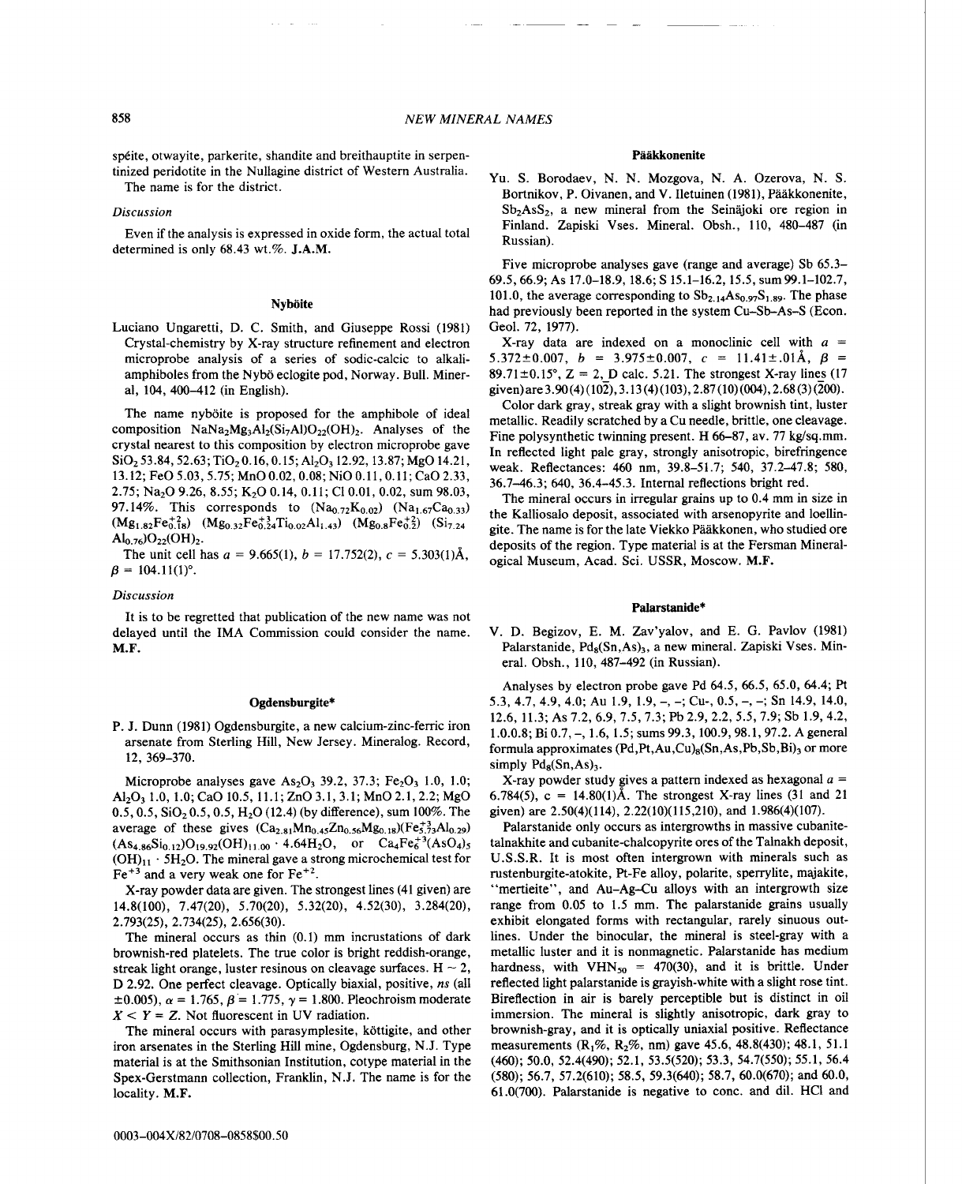spéite, otwayite, parkerite, shandite and breithauptite in serpentinized peridotite in the Nullagine district of Western Australia.

The name is for the district.

*Discussion*

Even if the analysis is expressed in oxide form, the actual total determined is only 68.43 wt.%. **J.A.M.**

## Nyböite

Luciano Ungaretti, D. C. Smith, and Giuseppe Rossi (1981) Crystal-chemistry by X-ray structure refinement and electron microprobe analysis of a series of sodic-calcic to alkali-amphiboles from the Nybö eclogite pod, Norway. Bull. Mineral, 104, 400–412 (in English).

The name nyböite is proposed for the amphibole of ideal composition $NaNa_2Mg_3Al_2(Si_7Al)O_{22}(OH)_2$. Analyses of the crystal nearest to this composition by electron microprobe gave $SiO_2$ 53.84, 52.63; $TiO_2$ 0.16, 0.15; $Al_2O_3$ 12.92, 13.87; MgO 14.21, 13.12; FeO 5.03, 5.75; MnO 0.02, 0.08; NiO 0.11, 0.11; CaO 2.33, 2.75; $Na_2O$ 9.26, 8.55; $K_2O$ 0.14, 0.11; Cl 0.01, 0.02, sum 98.03, 97.14%. This corresponds to $(Na_{0.72}K_{0.02})$ $(Na_{1.67}Ca_{0.33})$ $(Mg_{1.82}Fe^{+2}_{0.18})$ $(Mg_{0.32}Fe^{+3}_{0.24}Ti_{0.02}Al_{1.43})$ $(Mg_{0.8}Fe^{+2}_{0.2})$ $(Si_{7.24}Al_{0.76})O_{22}(OH)_2$.

The unit cell has $a$ = 9.665(1), $b$ = 17.752(2), $c$ = 5.303(1)Å, $\beta$ = 104.11(1)°.

*Discussion*

It is to be regretted that publication of the new name was not delayed until the IMA Commission could consider the name. **M.F.**

## Ogdensburgite*

P. J. Dunn (1981) Ogdensburgite, a new calcium-zinc-ferric iron arsenate from Sterling Hill, New Jersey. Mineralog. Record, 12, 369–370.

Microprobe analyses gave $As_2O_3$ 39.2, 37.3; $Fe_2O_3$ 1.0, 1.0; $Al_2O_3$ 1.0, 1.0; CaO 10.5, 11.1; ZnO 3.1, 3.1; MnO 2.1, 2.2; MgO 0.5, 0.5, $SiO_2$ 0.5, 0.5, $H_2O$ (12.4) (by difference), sum 100%. The average of these gives $(Ca_{2.81}Mn_{0.45}Zn_{0.56}Mg_{0.18})(Fe^{+3}_{5.73}Al_{0.29})$ $(As_{4.86}Si_{0.12})O_{19.92}(OH)_{11.00} \cdot 4.64H_2O$, or $Ca_4Fe_6^{+3}(AsO_4)_5(OH)_{11} \cdot 5H_2O$. The mineral gave a strong microchemical test for $Fe^{+3}$ and a very weak one for $Fe^{+2}$.

X-ray powder data are given. The strongest lines (41 given) are 14.8(100), 7.47(20), 5.70(20), 5.32(20), 4.52(30), 3.284(20), 2.793(25), 2.734(25), 2.656(30).

The mineral occurs as thin (0.1) mm incrustations of dark brownish-red platelets. The true color is bright reddish-orange, streak light orange, luster resinous on cleavage surfaces. H ~ 2, D 2.92. One perfect cleavage. Optically biaxial, positive, $ns$ (all ±0.005), $\alpha$ = 1.765, $\beta$ = 1.775, $\gamma$ = 1.800. Pleochroism moderate $X < Y = Z$. Not fluorescent in UV radiation.

The mineral occurs with parasymplesite, köttigite, and other iron arsenates in the Sterling Hill mine, Ogdensburg, N.J. Type material is at the Smithsonian Institution, cotype material in the Spex-Gerstmann collection, Franklin, N.J. The name is for the locality. **M.F.**

## Pääkkonenite

Yu. S. Borodaev, N. N. Mozgova, N. A. Ozerova, N. S. Bortnikov, P. Oivanen, and V. Iletuinen (1981), Pääkkonenite, $Sb_2AsS_2$, a new mineral from the Seinäjoki ore region in Finland. Zapiski Vses. Mineral. Obsh., 110, 480–487 (in Russian).

Five microprobe analyses gave (range and average) Sb 65.3–69.5, 66.9; As 17.0–18.9, 18.6; S 15.1–16.2, 15.5, sum 99.1–102.7, 101.0, the average corresponding to $Sb_{2.14}As_{0.97}S_{1.89}$. The phase had previously been reported in the system Cu–Sb–As–S (Econ. Geol. 72, 1977).

X-ray data are indexed on a monoclinic cell with $a$ = 5.372±0.007, $b$ = 3.975±0.007, $c$ = 11.41±.01Å, $\beta$ = 89.71±0.15°, Z = 2, D calc. 5.21. The strongest X-ray lines (17 given) are 3.90(4)(10$\bar{2}$), 3.13(4)(103), 2.87(10)(004), 2.68(3)($\bar{2}$00).

Color dark gray, streak gray with a slight brownish tint, luster metallic. Readily scratched by a Cu needle, brittle, one cleavage. Fine polysynthetic twinning present. H 66–87, av. 77 kg/sq.mm. In reflected light pale gray, strongly anisotropic, birefringence weak. Reflectances: 460 nm, 39.8–51.7; 540, 37.2–47.8; 580, 36.7–46.3; 640, 36.4–45.3. Internal reflections bright red.

The mineral occurs in irregular grains up to 0.4 mm in size in the Kalliosalo deposit, associated with arsenopyrite and loellingite. The name is for the late Viekko Pääkkonen, who studied ore deposits of the region. Type material is at the Fersman Mineralogical Museum, Acad. Sci. USSR, Moscow. **M.F.**

## Palarstanide*

V. D. Begizov, E. M. Zav'yalov, and E. G. Pavlov (1981) Palarstanide, $Pd_8(Sn,As)_3$, a new mineral. Zapiski Vses. Mineral. Obsh., 110, 487–492 (in Russian).

Analyses by electron probe gave Pd 64.5, 66.5, 65.0, 64.4; Pt 5.3, 4.7, 4.9, 4.0; Au 1.9, 1.9, –, –; Cu-, 0.5, –, –; Sn 14.9, 14.0, 12.6, 11.3; As 7.2, 6.9, 7.5, 7.3; Pb 2.9, 2.2, 5.5, 7.9; Sb 1.9, 4.2, 1.0.0.8; Bi 0.7, –, 1.6, 1.5; sums 99.3, 100.9, 98.1, 97.2. A general formula approximates $(Pd,Pt,Au,Cu)_8(Sn,As,Pb,Sb,Bi)_3$ or more simply $Pd_8(Sn,As)_3$.

X-ray powder study gives a pattern indexed as hexagonal $a$ = 6.784(5), c = 14.80(1)Å. The strongest X-ray lines (31 and 21 given) are 2.50(4)(114), 2.22(10)(115,210), and 1.986(4)(107).

Palarstanide only occurs as intergrowths in massive cubanite-talnakhite and cubanite-chalcopyrite ores of the Talnakh deposit, U.S.S.R. It is most often intergrown with minerals such as rustenburgite-atokite, Pt-Fe alloy, polarite, sperrylite, majakite, "mertieite", and Au-Ag-Cu alloys with an intergrowth size range from 0.05 to 1.5 mm. The palarstanide grains usually exhibit elongated forms with rectangular, rarely sinuous outlines. Under the binocular, the mineral is steel-gray with a metallic luster and it is nonmagnetic. Palarstanide has medium hardness, with $VHN_{50}$ = 470(30), and it is brittle. Under reflected light palarstanide is grayish-white with a slight rose tint. Bireflection in air is barely perceptible but is distinct in oil immersion. The mineral is slightly anisotropic, dark gray to brownish-gray, and it is optically uniaxial positive. Reflectance measurements ($R_1$%, $R_2$%, nm) gave 45.6, 48.8(430); 48.1, 51.1 (460); 50.0, 52.4(490); 52.1, 53.5(520); 53.3, 54.7(550); 55.1, 56.4 (580); 56.7, 57.2(610); 58.5, 59.3(640); 58.7, 60.0(670); and 60.0, 61.0(700). Palarstanide is negative to conc. and dil. HCl and

0003–004X/82/0708–0858$00.50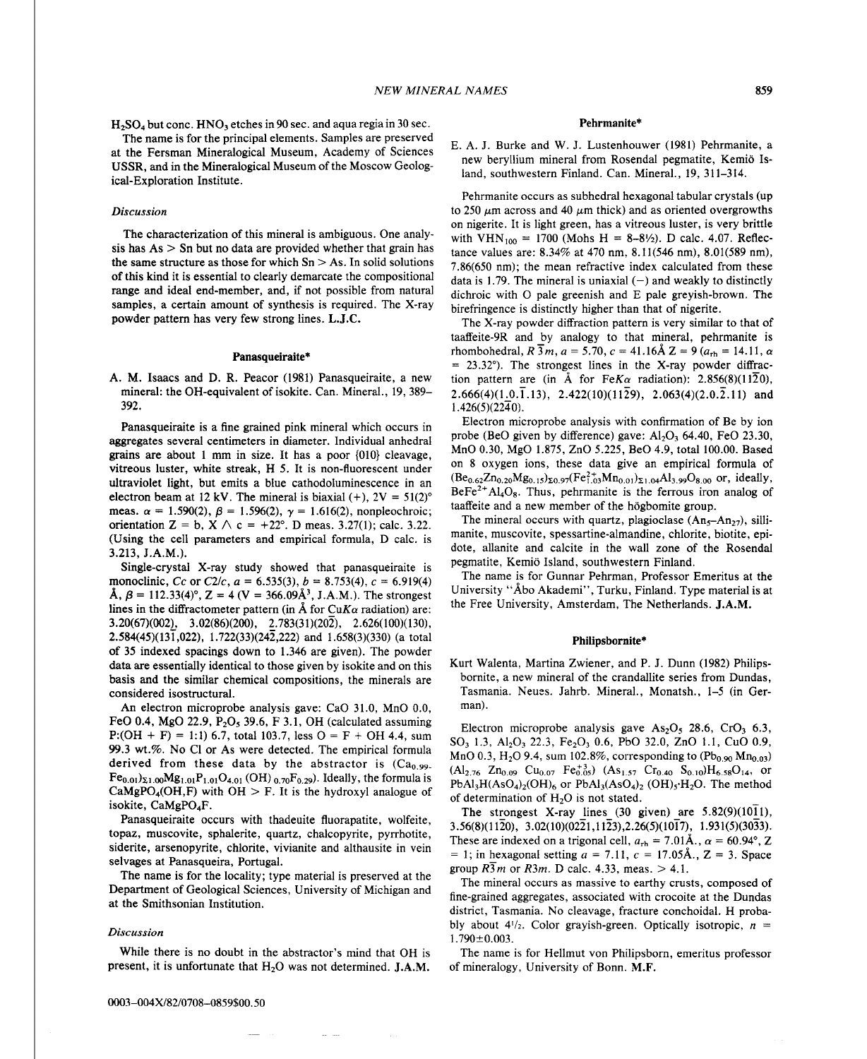$H_2SO_4$ but conc. $HNO_3$ etches in 90 sec. and aqua regia in 30 sec.

The name is for the principal elements. Samples are preserved at the Fersman Mineralogical Museum, Academy of Sciences USSR, and in the Mineralogical Museum of the Moscow Geological-Exploration Institute.

### *Discussion*

The characterization of this mineral is ambiguous. One analysis has As > Sn but no data are provided whether that grain has the same structure as those for which Sn > As. In solid solutions of this kind it is essential to clearly demarcate the compositional range and ideal end-member, and, if not possible from natural samples, a certain amount of synthesis is required. The X-ray powder pattern has very few strong lines. **L.J.C.**

## Panasqueiraite*

A. M. Isaacs and D. R. Peacor (1981) Panasqueiraite, a new mineral: the OH-equivalent of isokite. Can. Mineral., 19, 389–392.

Panasqueiraite is a fine grained pink mineral which occurs in aggregates several centimeters in diameter. Individual anhedral grains are about 1 mm in size. It has a poor {010} cleavage, vitreous luster, white streak, H 5. It is non-fluorescent under ultraviolet light, but emits a blue cathodoluminescence in an electron beam at 12 kV. The mineral is biaxial (+), 2V = 51(2)° meas. $\alpha$ = 1.590(2), $\beta$ = 1.596(2), $\gamma$ = 1.616(2), nonpleochroic; orientation Z = b, X $\wedge$ c = +22°. D meas. 3.27(1); calc. 3.22. (Using the cell parameters and empirical formula, D calc. is 3.213, J.A.M.).

Single-crystal X-ray study showed that panasqueiraite is monoclinic, *Cc* or *C2/c*, a = 6.535(3), b = 8.753(4), c = 6.919(4) Å, $\beta$ = 112.33(4)°, Z = 4 (V = 366.09Å$^3$, J.A.M.). The strongest lines in the diffractometer pattern (in Å for CuK$\alpha$ radiation) are: 3.20(67)(002), 3.02(86)(200), 2.783(31)($\bar{2}$02), 2.626(100)(130), 2.584(45)(13$\bar{1}$,022), 1.722(33)(24$\bar{2}$,222) and 1.658(3)(330) (a total of 35 indexed spacings down to 1.346 are given). The powder data are essentially identical to those given by isokite and on this basis and the similar chemical compositions, the minerals are considered isostructural.

An electron microprobe analysis gave: CaO 31.0, MnO 0.0, FeO 0.4, MgO 22.9, $P_2O_5$ 39.6, F 3.1, OH (calculated assuming P:(OH + F) = 1:1) 6.7, total 103.7, less O = F + OH 4.4, sum 99.3 wt.%. No Cl or As were detected. The empirical formula derived from these data by the abstractor is $(Ca_{0.99}Fe_{0.01})_{\Sigma 1.00}Mg_{1.01}P_{1.01}O_{4.01}(OH)_{0.70}F_{0.29}$. Ideally, the formula is $CaMgPO_4(OH,F)$ with OH > F. It is the hydroxyl analogue of isokite, $CaMgPO_4F$.

Panasqueiraite occurs with thadeuite fluorapatite, wolfeite, topaz, muscovite, sphalerite, quartz, chalcopyrite, pyrrhotite, siderite, arsenopyrite, chlorite, vivianite and althausite in vein selvages at Panasqueira, Portugal.

The name is for the locality; type material is preserved at the Department of Geological Sciences, University of Michigan and at the Smithsonian Institution.

### *Discussion*

While there is no doubt in the abstractor's mind that OH is present, it is unfortunate that $H_2O$ was not determined. **J.A.M.**

## Pehrmanite*

E. A. J. Burke and W. J. Lustenhouwer (1981) Pehrmanite, a new beryllium mineral from Rosendal pegmatite, Kemiö Island, southwestern Finland. Can. Mineral., 19, 311–314.

Pehrmanite occurs as subhedral hexagonal tabular crystals (up to 250 $\mu$m across and 40 $\mu$m thick) and as oriented overgrowths on nigerite. It is light green, has a vitreous luster, is very brittle with $VHN_{100}$ = 1700 (Mohs H = 8–8½). D calc. 4.07. Reflectance values are: 8.34% at 470 nm, 8.11(546 nm), 8.01(589 nm), 7.86(650 nm); the mean refractive index calculated from these data is 1.79. The mineral is uniaxial (−) and weakly to distinctly dichroic with O pale greenish and E pale greyish-brown. The birefringence is distinctly higher than that of nigerite.

The X-ray powder diffraction pattern is very similar to that of taaffeite-9R and by analogy to that mineral, pehrmanite is rhombohedral, $R\bar{3}m$, a = 5.70, c = 41.16Å Z = 9 ($a_{rh}$ = 14.11, $\alpha$ = 23.32°). The strongest lines in the X-ray powder diffraction pattern are (in Å for FeK$\alpha$ radiation): 2.856(8)(11$\bar{2}$0), 2.666(4)(1.0.$\bar{1}$.13), 2.422(10)(11$\bar{2}$9), 2.063(4)(2.0.$\bar{2}$.11) and 1.426(5)(22$\bar{4}$0).

Electron microprobe analysis with confirmation of Be by ion probe (BeO given by difference) gave: $Al_2O_3$ 64.40, FeO 23.30, MnO 0.30, MgO 1.875, ZnO 5.225, BeO 4.9, total 100.00. Based on 8 oxygen ions, these data give an empirical formula of $(Be_{0.62}Zn_{0.20}Mg_{0.15})_{\Sigma 0.97}(Fe^{2+}_{1.03}Mn_{0.01})_{\Sigma 1.04}Al_{3.99}O_{8.00}$ or, ideally, $BeFe^{2+}Al_4O_8$. Thus, pehrmanite is the ferrous iron analog of taaffeite and a new member of the högbomite group.

The mineral occurs with quartz, plagioclase ($An_5$–$An_{27}$), sillimanite, muscovite, spessartine-almandine, chlorite, biotite, epidote, allanite and calcite in the wall zone of the Rosendal pegmatite, Kemiö Island, southwestern Finland.

The name is for Gunnar Pehrman, Professor Emeritus at the University "Åbo Akademi", Turku, Finland. Type material is at the Free University, Amsterdam, The Netherlands. **J.A.M.**

## Philipsbornite*

Kurt Walenta, Martina Zwiener, and P. J. Dunn (1982) Philipsbornite, a new mineral of the crandallite series from Dundas, Tasmania. Neues. Jahrb. Mineral., Monatsh., 1–5 (in German).

Electron microprobe analysis gave $As_2O_5$ 28.6, $CrO_3$ 6.3, $SO_3$ 1.3, $Al_2O_3$ 22.3, $Fe_2O_3$ 0.6, PbO 32.0, ZnO 1.1, CuO 0.9, MnO 0.3, $H_2O$ 9.4, sum 102.8%, corresponding to $(Pb_{0.90}Mn_{0.03})$ $(Al_{2.76}Zn_{0.09}Cu_{0.07}Fe^{+3}_{0.05})$ $(As_{1.57}Cr_{0.40}S_{0.10})H_{6.58}O_{14}$, or $PbAl_3H(AsO_4)_2(OH)_6$ or $PbAl_3(AsO_4)_2(OH)_5 \cdot H_2O$. The method of determination of $H_2O$ is not stated.

The strongest X-ray lines (30 given) are 5.82(9)(10$\bar{1}$1), 3.56(8)(11$\bar{2}$0), 3.02(10)(02$\bar{2}$1,11$\bar{2}$3),2.26(5)(10$\bar{1}$7), 1.931(5)(30$\bar{3}$3). These are indexed on a trigonal cell, $a_{rh}$ = 7.01Å., $\alpha$ = 60.94°, Z = 1; in hexagonal setting a = 7.11, c = 17.05Å., Z = 3. Space group $R\bar{3}m$ or $R3m$. D calc. 4.33, meas. > 4.1.

The mineral occurs as massive to earthy crusts, composed of fine-grained aggregates, associated with crocoite at the Dundas district, Tasmania. No cleavage, fracture conchoidal. H probably about 4½. Color grayish-green. Optically isotropic, n = 1.790±0.003.

The name is for Hellmut von Philipsborn, emeritus professor of mineralogy, University of Bonn. **M.F.**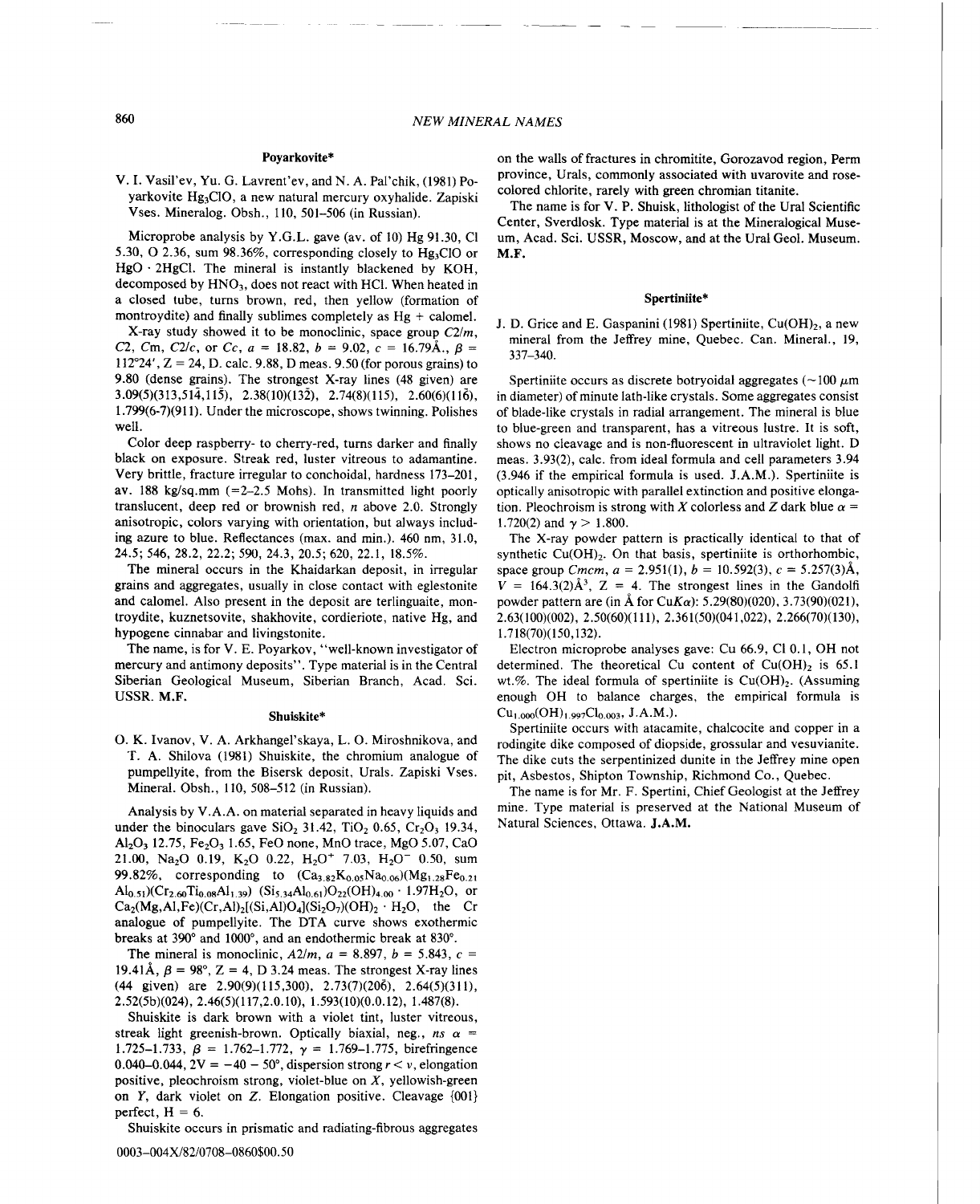## Poyarkovite*

V. I. Vasil'ev, Yu. G. Lavrent'ev, and N. A. Pal'chik, (1981) Poyarkovite $Hg_3ClO$, a new natural mercury oxyhalide. Zapiski Vses. Mineralog. Obsh., 110, 501–506 (in Russian).

Microprobe analysis by Y.G.L. gave (av. of 10) Hg 91.30, Cl 5.30, O 2.36, sum 98.36%, corresponding closely to $Hg_3ClO$ or $HgO \cdot 2HgCl$. The mineral is instantly blackened by KOH, decomposed by $HNO_3$, does not react with HCl. When heated in a closed tube, turns brown, red, then yellow (formation of montroydite) and finally sublimes completely as Hg + calomel.

X-ray study showed it to be monoclinic, space group $C2/m$, $C2$, $Cm$, $C2/c$, or $Cc$, $a$ = 18.82, $b$ = 9.02, $c$ = 16.79Å., $\beta$ = 112°24′, Z = 24, D. calc. 9.88, D meas. 9.50 (for porous grains) to 9.80 (dense grains). The strongest X-ray lines (48 given) are 3.09(5)(313,51$\bar{4}$,11$\bar{5}$), 2.38(10)(13$\bar{2}$), 2.74(8)(115), 2.60(6)(11$\bar{6}$), 1.799(6-7)(911). Under the microscope, shows twinning. Polishes well.

Color deep raspberry- to cherry-red, turns darker and finally black on exposure. Streak red, luster vitreous to adamantine. Very brittle, fracture irregular to conchoidal, hardness 173–201, av. 188 kg/sq.mm (=2–2.5 Mohs). In transmitted light poorly translucent, deep red or brownish red, $n$ above 2.0. Strongly anisotropic, colors varying with orientation, but always including azure to blue. Reflectances (max. and min.). 460 nm, 31.0, 24.5; 546, 28.2, 22.2; 590, 24.3, 20.5; 620, 22.1, 18.5%.

The mineral occurs in the Khaidarkan deposit, in irregular grains and aggregates, usually in close contact with eglestonite and calomel. Also present in the deposit are terlinguaite, montroydite, kuznetsovite, shakhovite, cordieriote, native Hg, and hypogene cinnabar and livingstonite.

The name, is for V. E. Poyarkov, "well-known investigator of mercury and antimony deposits". Type material is in the Central Siberian Geological Museum, Siberian Branch, Acad. Sci. USSR. **M.F.**

## Shuiskite*

O. K. Ivanov, V. A. Arkhangel'skaya, L. O. Miroshnikova, and T. A. Shilova (1981) Shuiskite, the chromium analogue of pumpellyite, from the Bisersk deposit, Urals. Zapiski Vses. Mineral. Obsh., 110, 508–512 (in Russian).

Analysis by V.A.A. on material separated in heavy liquids and under the binoculars gave $SiO_2$ 31.42, $TiO_2$ 0.65, $Cr_2O_3$ 19.34, $Al_2O_3$ 12.75, $Fe_2O_3$ 1.65, FeO none, MnO trace, MgO 5.07, CaO 21.00, $Na_2O$ 0.19, $K_2O$ 0.22, $H_2O^+$ 7.03, $H_2O^-$ 0.50, sum 99.82%, corresponding to $(Ca_{3.82}K_{0.05}Na_{0.06})(Mg_{1.28}Fe_{0.21}Al_{0.51})(Cr_{2.60}Ti_{0.08}Al_{1.39})(Si_{5.34}Al_{0.61})O_{22}(OH)_{4.00} \cdot 1.97H_2O$, or $Ca_2(Mg,Al,Fe)(Cr,Al)_2[(Si,Al)O_4](Si_2O_7)(OH)_2 \cdot H_2O$, the Cr analogue of pumpellyite. The DTA curve shows exothermic breaks at 390° and 1000°, and an endothermic break at 830°.

The mineral is monoclinic, $A2/m$, $a$ = 8.897, $b$ = 5.843, $c$ = 19.41Å, $\beta$ = 98°, Z = 4, D 3.24 meas. The strongest X-ray lines (44 given) are 2.90(9)(115,300), 2.73(7)(20$\bar{6}$), 2.64(5)(311), 2.52(5b)(024), 2.46(5)(117,2.0.10), 1.593(10)(0.0.12), 1.487(8).

Shuiskite is dark brown with a violet tint, luster vitreous, streak light greenish-brown. Optically biaxial, neg., $ns$ $\alpha$ = 1.725–1.733, $\beta$ = 1.762–1.772, $\gamma$ = 1.769–1.775, birefringence 0.040–0.044, 2V = −40 − 50°, dispersion strong $r < v$, elongation positive, pleochroism strong, violet-blue on $X$, yellowish-green on $Y$, dark violet on $Z$. Elongation positive. Cleavage {001} perfect, H = 6.

Shuiskite occurs in prismatic and radiating-fibrous aggregates on the walls of fractures in chromitite, Gorozavod region, Perm province, Urals, commonly associated with uvarovite and rose-colored chlorite, rarely with green chromian titanite.

The name is for V. P. Shuisk, lithologist of the Ural Scientific Center, Sverdlosk. Type material is at the Mineralogical Museum, Acad. Sci. USSR, Moscow, and at the Ural Geol. Museum. **M.F.**

## Spertiniite*

J. D. Grice and E. Gaspanini (1981) Spertiniite, $Cu(OH)_2$, a new mineral from the Jeffrey mine, Quebec. Can. Mineral., 19, 337–340.

Spertiniite occurs as discrete botryoidal aggregates (~100 μm in diameter) of minute lath-like crystals. Some aggregates consist of blade-like crystals in radial arrangement. The mineral is blue to blue-green and transparent, has a vitreous lustre. It is soft, shows no cleavage and is non-fluorescent in ultraviolet light. D meas. 3.93(2), calc. from ideal formula and cell parameters 3.94 (3.946 if the empirical formula is used. J.A.M.). Spertiniite is optically anisotropic with parallel extinction and positive elongation. Pleochroism is strong with $X$ colorless and $Z$ dark blue $\alpha$ = 1.720(2) and $\gamma$ > 1.800.

The X-ray powder pattern is practically identical to that of synthetic $Cu(OH)_2$. On that basis, spertiniite is orthorhombic, space group $Cmcm$, $a$ = 2.951(1), $b$ = 10.592(3), $c$ = 5.257(3)Å, $V$ = 164.3(2)Å$^3$, Z = 4. The strongest lines in the Gandolfi powder pattern are (in Å for Cu$K\alpha$): 5.29(80)(020), 3.73(90)(021), 2.63(100)(002), 2.50(60)(111), 2.361(50)(041,022), 2.266(70)(130), 1.718(70)(150,132).

Electron microprobe analyses gave: Cu 66.9, Cl 0.1, OH not determined. The theoretical Cu content of $Cu(OH)_2$ is 65.1 wt.%. The ideal formula of spertiniite is $Cu(OH)_2$. (Assuming enough OH to balance charges, the empirical formula is $Cu_{1.000}(OH)_{1.997}Cl_{0.003}$, J.A.M.).

Spertiniite occurs with atacamite, chalcocite and copper in a rodingite dike composed of diopside, grossular and vesuvianite. The dike cuts the serpentinized dunite in the Jeffrey mine open pit, Asbestos, Shipton Township, Richmond Co., Quebec.

The name is for Mr. F. Spertini, Chief Geologist at the Jeffrey mine. Type material is preserved at the National Museum of Natural Sciences, Ottawa. **J.A.M.**

0003-004X/82/0708-0860$00.50